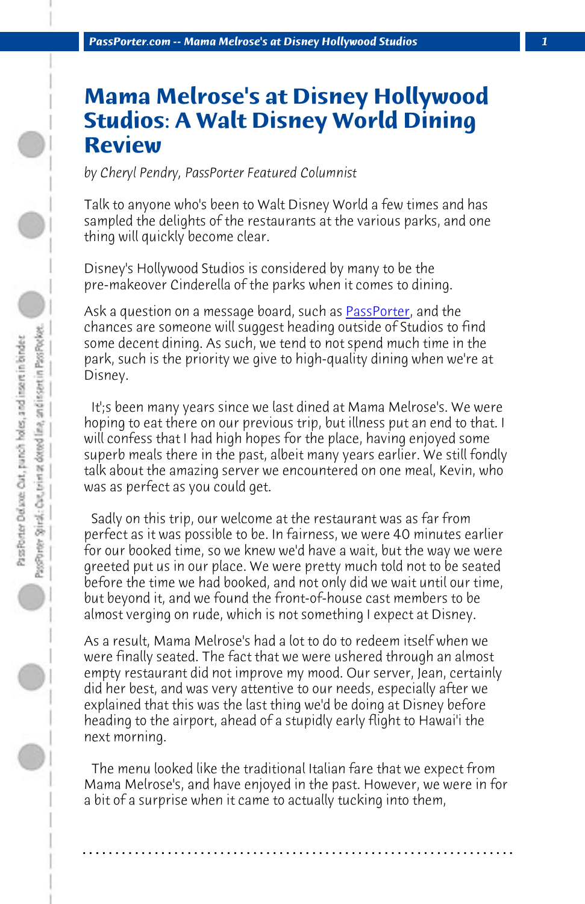# Mama Melrose's at Disney Hollywood Studios: A Walt Disney World Dining Review

*by Cheryl Pendry, PassPorter Featured Columnist*

Talk to anyone who's been to Walt Disney World a few times and has sampled the delights of the restaurants at the various parks, and one thing will quickly become clear.

Disney's Hollywood Studios is considered by many to be the pre-makeover Cinderella of the parks when it comes to dining.

Ask a question on a message board, such as PassPorter, and the chances are someone will suggest heading outside of Studios to find some decent dining. As such, we tend to not spend much time in the park, such is the priority we give to high-quality dining when we're at Disney.

It';s been many years since we last dined at Mama Melrose's. We were hoping to eat there on our previous trip, but illness put an end to that. I will confess that I had high hopes for the place, having enjoyed some superb meals there in the past, albeit many years earlier. We still fondly talk about the amazing server we encountered on one meal, Kevin, who was as perfect as you could get.

Sadly on this trip, our welcome at the restaurant was as far from perfect as it was possible to be. In fairness, we were 40 minutes earlier for our booked time, so we knew we'd have a wait, but the way we were greeted put us in our place. We were pretty much told not to be seated before the time we had booked, and not only did we wait until our time, but beyond it, and we found the front-of-house cast members to be almost verging on rude, which is not something I expect at Disney.

As a result, Mama Melrose's had a lot to do to redeem itself when we were finally seated. The fact that we were ushered through an almost empty restaurant did not improve my mood. Our server, Jean, certainly did her best, and was very attentive to our needs, especially after we explained that this was the last thing we'd be doing at Disney before heading to the airport, ahead of a stupidly early flight to Hawai'i the next morning.

The menu looked like the traditional Italian fare that we expect from Mama Melrose's, and have enjoyed in the past. However, we were in for a bit of a surprise when it came to actually tucking into them,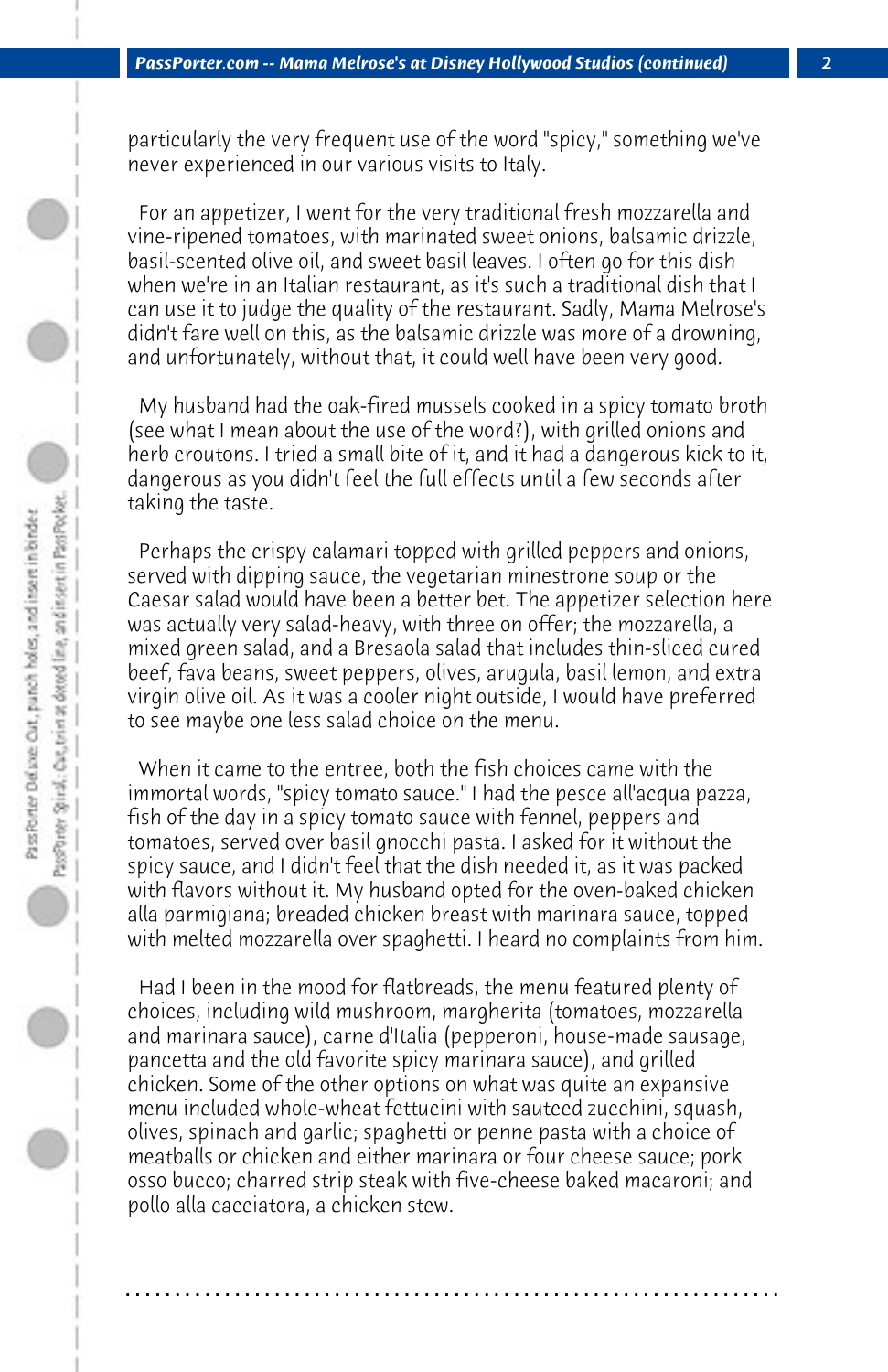particularly the very frequent use of the word "spicy," something we've never experienced in our various visits to Italy.

For an appetizer, I went for the very traditional fresh mozzarella and vine-ripened tomatoes, with marinated sweet onions, balsamic drizzle, basil-scented olive oil, and sweet basil leaves. I often go for this dish when we're in an Italian restaurant, as it's such a traditional dish that I can use it to judge the quality of the restaurant. Sadly, Mama Melrose's didn't fare well on this, as the balsamic drizzle was more of a drowning, and unfortunately, without that, it could well have been very good.

My husband had the oak-fired mussels cooked in a spicy tomato broth (see what I mean about the use of the word?), with grilled onions and herb croutons. I tried a small bite of it, and it had a dangerous kick to it, dangerous as you didn't feel the full effects until a few seconds after taking the taste.

Perhaps the crispy calamari topped with grilled peppers and onions, served with dipping sauce, the vegetarian minestrone soup or the Caesar salad would have been a better bet. The appetizer selection here was actually very salad-heavy, with three on offer; the mozzarella, a mixed green salad, and a Bresaola salad that includes thin-sliced cured beef, fava beans, sweet peppers, olives, arugula, basil lemon, and extra virgin olive oil. As it was a cooler night outside, I would have preferred to see maybe one less salad choice on the menu.

When it came to the entree, both the fish choices came with the immortal words, "spicy tomato sauce." I had the pesce all'acqua pazza, fish of the day in a spicy tomato sauce with fennel, peppers and tomatoes, served over basil gnocchi pasta. I asked for it without the spicy sauce, and I didn't feel that the dish needed it, as it was packed with flavors without it. My husband opted for the oven-baked chicken alla parmigiana; breaded chicken breast with marinara sauce, topped with melted mozzarella over spaghetti. I heard no complaints from him.

Had I been in the mood for flatbreads, the menu featured plenty of choices, including wild mushroom, margherita (tomatoes, mozzarella and marinara sauce), carne d'Italia (pepperoni, house-made sausage, pancetta and the old favorite spicy marinara sauce), and grilled chicken. Some of the other options on what was quite an expansive menu included whole-wheat fettucini with sauteed zucchini, squash, olives, spinach and garlic; spaghetti or penne pasta with a choice of meatballs or chicken and either marinara or four cheese sauce; pork osso bucco; charred strip steak with five-cheese baked macaroni; and pollo alla cacciatora, a chicken stew.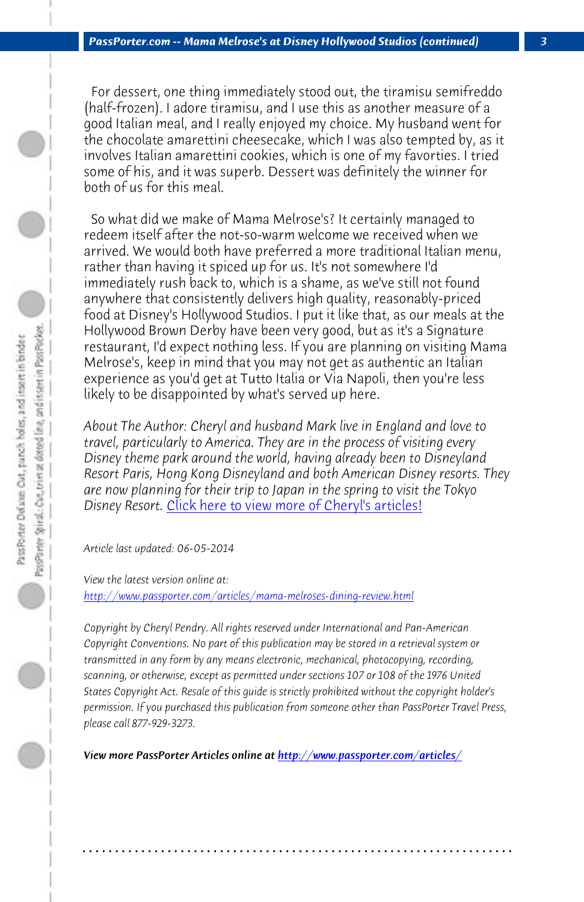For dessert, one thing immediately stood out, the tiramisu semifreddo (half-frozen). I adore tiramisu, and I use this as another measure of a good Italian meal, and I really enjoyed my choice. My husband went for the chocolate amarettini cheesecake, which I was also tempted by, as it involves Italian amarettini cookies, which is one of my favorties. I tried some of his, and it was superb. Dessert was definitely the winner for both of us for this meal.

So what did we make of Mama Melrose's? It certainly managed to redeem itself after the not-so-warm welcome we received when we arrived. We would both have preferred a more traditional Italian menu, rather than having it spiced up for us. It's not somewhere I'd immediately rush back to, which is a shame, as we've still not found anywhere that consistently delivers high quality, reasonably-priced food at Disney's Hollywood Studios. I put it like that, as our meals at the Hollywood Brown Derby have been very good, but as it's a Signature restaurant, I'd expect nothing less. If you are planning on visiting Mama Melrose's, keep in mind that you may not get as authentic an Italian experience as you'd get at Tutto Italia or Via Napoli, then you're less likely to be disappointed by what's served up here.

*About The Author: Cheryl and husband Mark live in England and love to travel, particularly to America. They are in the process of visiting every Disney theme park around the world, having already been to Disneyland Resort Paris, Hong Kong Disneyland and both American Disney resorts. They are now planning for their trip to Japan in the spring to visit the Tokyo Disney Resort.* Click here to view more of Cheryl's articles!

*Article last updated: 06-05-2014*

*View the latest version online at:*
*http://www.passporter.com/articles/mama-melroses-dining-review.html*

*Copyright by Cheryl Pendry. All rights reserved under International and Pan-American Copyright Conventions. No part of this publication may be stored in a retrieval system or transmitted in any form by any means electronic, mechanical, photocopying, recording, scanning, or otherwise, except as permitted under sections 107 or 108 of the 1976 United States Copyright Act. Resale of this guide is strictly prohibited without the copyright holder's permission. If you purchased this publication from someone other than PassPorter Travel Press, please call 877-929-3273.*

***View more PassPorter Articles online at http://www.passporter.com/articles/***